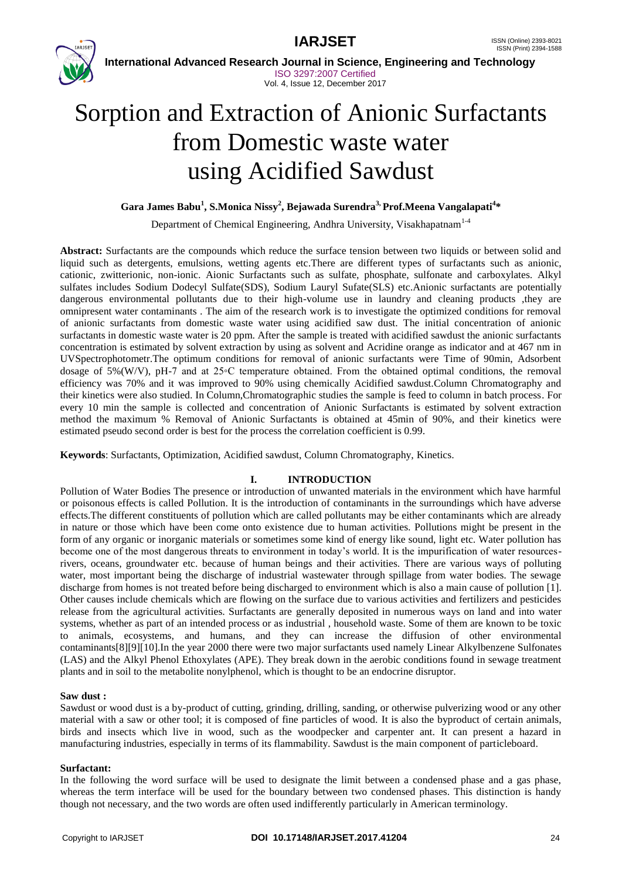# Sorption and Extraction of Anionic Surfactants from Domestic waste water using Acidified Sawdust

**Gara James Babu[1], S.Monica Nissy[2], Bejawada Surendra[3], Prof.Meena Vangalapati[4]***

Department of Chemical Engineering, Andhra University, Visakhapatnam[1-4]

**Abstract:** Surfactants are the compounds which reduce the surface tension between two liquids or between solid and liquid such as detergents, emulsions, wetting agents etc.There are different types of surfactants such as anionic, cationic, zwitterionic, non-ionic. Aionic Surfactants such as sulfate, phosphate, sulfonate and carboxylates. Alkyl sulfates includes Sodium Dodecyl Sulfate(SDS), Sodium Lauryl Sufate(SLS) etc.Anionic surfactants are potentially dangerous environmental pollutants due to their high-volume use in laundry and cleaning products ,they are omnipresent water contaminants . The aim of the research work is to investigate the optimized conditions for removal of anionic surfactants from domestic waste water using acidified saw dust. The initial concentration of anionic surfactants in domestic waste water is 20 ppm. After the sample is treated with acidified sawdust the anionic surfactants concentration is estimated by solvent extraction by using as solvent and Acridine orange as indicator and at 467 nm in UVSpectrophotometr.The optimum conditions for removal of anionic surfactants were Time of 90min, Adsorbent dosage of 5%(W/V), pH-7 and at 25◦C temperature obtained. From the obtained optimal conditions, the removal efficiency was 70% and it was improved to 90% using chemically Acidified sawdust.Column Chromatography and their kinetics were also studied. In Column,Chromatographic studies the sample is feed to column in batch process. For every 10 min the sample is collected and concentration of Anionic Surfactants is estimated by solvent extraction method the maximum % Removal of Anionic Surfactants is obtained at 45min of 90%, and their kinetics were estimated pseudo second order is best for the process the correlation coefficient is 0.99.

**Keywords**: Surfactants, Optimization, Acidified sawdust, Column Chromatography, Kinetics.

## I. INTRODUCTION

Pollution of Water Bodies The presence or introduction of unwanted materials in the environment which have harmful or poisonous effects is called Pollution. It is the introduction of contaminants in the surroundings which have adverse effects.The different constituents of pollution which are called pollutants may be either contaminants which are already in nature or those which have been come onto existence due to human activities. Pollutions might be present in the form of any organic or inorganic materials or sometimes some kind of energy like sound, light etc. Water pollution has become one of the most dangerous threats to environment in today's world. It is the impurification of water resources-rivers, oceans, groundwater etc. because of human beings and their activities. There are various ways of polluting water, most important being the discharge of industrial wastewater through spillage from water bodies. The sewage discharge from homes is not treated before being discharged to environment which is also a main cause of pollution [1]. Other causes include chemicals which are flowing on the surface due to various activities and fertilizers and pesticides release from the agricultural activities. Surfactants are generally deposited in numerous ways on land and into water systems, whether as part of an intended process or as industrial , household waste. Some of them are known to be toxic to animals, ecosystems, and humans, and they can increase the diffusion of other environmental contaminants[8][9][10].In the year 2000 there were two major surfactants used namely Linear Alkylbenzene Sulfonates (LAS) and the Alkyl Phenol Ethoxylates (APE). They break down in the aerobic conditions found in sewage treatment plants and in soil to the metabolite nonylphenol, which is thought to be an endocrine disruptor.

**Saw dust :**

Sawdust or wood dust is a by-product of cutting, grinding, drilling, sanding, or otherwise pulverizing wood or any other material with a saw or other tool; it is composed of fine particles of wood. It is also the byproduct of certain animals, birds and insects which live in wood, such as the woodpecker and carpenter ant. It can present a hazard in manufacturing industries, especially in terms of its flammability. Sawdust is the main component of particleboard.

**Surfactant:**

In the following the word surface will be used to designate the limit between a condensed phase and a gas phase, whereas the term interface will be used for the boundary between two condensed phases. This distinction is handy though not necessary, and the two words are often used indifferently particularly in American terminology.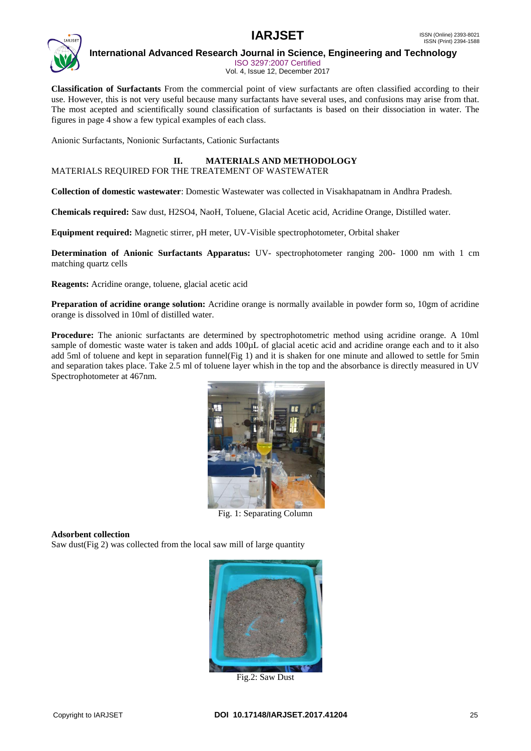**Classification of Surfactants** From the commercial point of view surfactants are often classified according to their use. However, this is not very useful because many surfactants have several uses, and confusions may arise from that. The most acepted and scientifically sound classification of surfactants is based on their dissociation in water. The figures in page 4 show a few typical examples of each class.

Anionic Surfactants, Nonionic Surfactants, Cationic Surfactants

## II. MATERIALS AND METHODOLOGY

MATERIALS REQUIRED FOR THE TREATEMENT OF WASTEWATER

**Collection of domestic wastewater**: Domestic Wastewater was collected in Visakhapatnam in Andhra Pradesh.

**Chemicals required:** Saw dust, H2SO4, NaoH, Toluene, Glacial Acetic acid, Acridine Orange, Distilled water.

**Equipment required:** Magnetic stirrer, pH meter, UV-Visible spectrophotometer, Orbital shaker

**Determination of Anionic Surfactants Apparatus:** UV- spectrophotometer ranging 200- 1000 nm with 1 cm matching quartz cells

**Reagents:** Acridine orange, toluene, glacial acetic acid

**Preparation of acridine orange solution:** Acridine orange is normally available in powder form so, 10gm of acridine orange is dissolved in 10ml of distilled water.

**Procedure:** The anionic surfactants are determined by spectrophotometric method using acridine orange. A 10ml sample of domestic waste water is taken and adds 100μL of glacial acetic acid and acridine orange each and to it also add 5ml of toluene and kept in separation funnel(Fig 1) and it is shaken for one minute and allowed to settle for 5min and separation takes place. Take 2.5 ml of toluene layer whish in the top and the absorbance is directly measured in UV Spectrophotometer at 467nm.

Fig. 1: Separating Column

**Adsorbent collection**

Saw dust(Fig 2) was collected from the local saw mill of large quantity

Fig.2: Saw Dust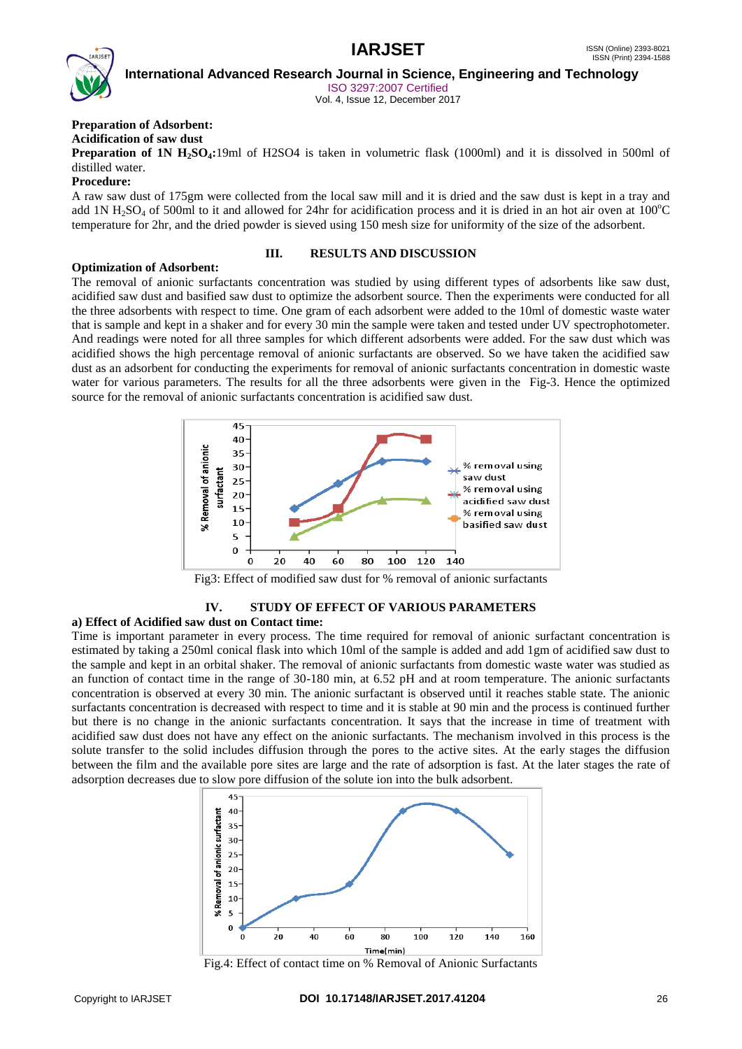**Preparation of Adsorbent:**

**Acidification of saw dust**

**Preparation of 1N $H_2SO_4$:** 19ml of H2SO4 is taken in volumetric flask (1000ml) and it is dissolved in 500ml of distilled water.

**Procedure:**

A raw saw dust of 175gm were collected from the local saw mill and it is dried and the saw dust is kept in a tray and add 1N $H_2SO_4$ of 500ml to it and allowed for 24hr for acidification process and it is dried in an hot air oven at 100°C temperature for 2hr, and the dried powder is sieved using 150 mesh size for uniformity of the size of the adsorbent.

## III. RESULTS AND DISCUSSION

**Optimization of Adsorbent:**

The removal of anionic surfactants concentration was studied by using different types of adsorbents like saw dust, acidified saw dust and basified saw dust to optimize the adsorbent source. Then the experiments were conducted for all the three adsorbents with respect to time. One gram of each adsorbent were added to the 10ml of domestic waste water that is sample and kept in a shaker and for every 30 min the sample were taken and tested under UV spectrophotometer. And readings were noted for all three samples for which different adsorbents were added. For the saw dust which was acidified shows the high percentage removal of anionic surfactants are observed. So we have taken the acidified saw dust as an adsorbent for conducting the experiments for removal of anionic surfactants concentration in domestic waste water for various parameters. The results for all the three adsorbents were given in the Fig-3. Hence the optimized source for the removal of anionic surfactants concentration is acidified saw dust.

Fig3: Effect of modified saw dust for % removal of anionic surfactants

## IV. STUDY OF EFFECT OF VARIOUS PARAMETERS

**a) Effect of Acidified saw dust on Contact time:**

Time is important parameter in every process. The time required for removal of anionic surfactant concentration is estimated by taking a 250ml conical flask into which 10ml of the sample is added and add 1gm of acidified saw dust to the sample and kept in an orbital shaker. The removal of anionic surfactants from domestic waste water was studied as an function of contact time in the range of 30-180 min, at 6.52 pH and at room temperature. The anionic surfactants concentration is observed at every 30 min. The anionic surfactant is observed until it reaches stable state. The anionic surfactants concentration is decreased with respect to time and it is stable at 90 min and the process is continued further but there is no change in the anionic surfactants concentration. It says that the increase in time of treatment with acidified saw dust does not have any effect on the anionic surfactants. The mechanism involved in this process is the solute transfer to the solid includes diffusion through the pores to the active sites. At the early stages the diffusion between the film and the available pore sites are large and the rate of adsorption is fast. At the later stages the rate of adsorption decreases due to slow pore diffusion of the solute ion into the bulk adsorbent.

Fig.4: Effect of contact time on % Removal of Anionic Surfactants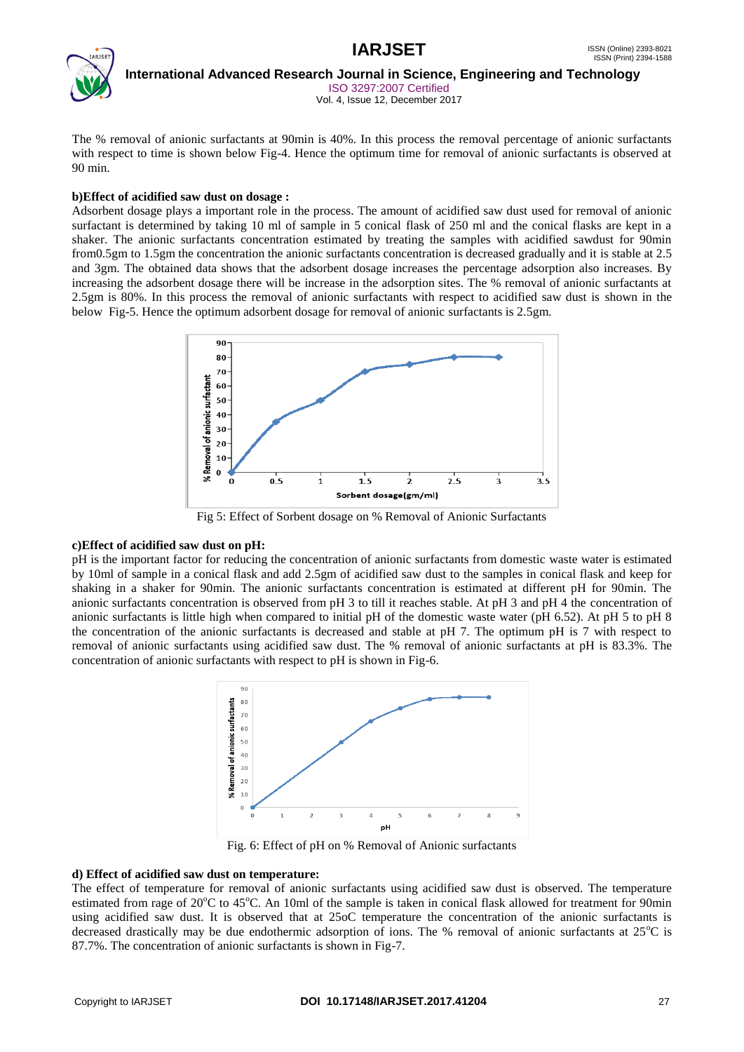The % removal of anionic surfactants at 90min is 40%. In this process the removal percentage of anionic surfactants with respect to time is shown below Fig-4. Hence the optimum time for removal of anionic surfactants is observed at 90 min.

**b)Effect of acidified saw dust on dosage :**

Adsorbent dosage plays a important role in the process. The amount of acidified saw dust used for removal of anionic surfactant is determined by taking 10 ml of sample in 5 conical flask of 250 ml and the conical flasks are kept in a shaker. The anionic surfactants concentration estimated by treating the samples with acidified sawdust for 90min from0.5gm to 1.5gm the concentration the anionic surfactants concentration is decreased gradually and it is stable at 2.5 and 3gm. The obtained data shows that the adsorbent dosage increases the percentage adsorption also increases. By increasing the adsorbent dosage there will be increase in the adsorption sites. The % removal of anionic surfactants at 2.5gm is 80%. In this process the removal of anionic surfactants with respect to acidified saw dust is shown in the below Fig-5. Hence the optimum adsorbent dosage for removal of anionic surfactants is 2.5gm.

Fig 5: Effect of Sorbent dosage on % Removal of Anionic Surfactants

**c)Effect of acidified saw dust on pH:**

pH is the important factor for reducing the concentration of anionic surfactants from domestic waste water is estimated by 10ml of sample in a conical flask and add 2.5gm of acidified saw dust to the samples in conical flask and keep for shaking in a shaker for 90min. The anionic surfactants concentration is estimated at different pH for 90min. The anionic surfactants concentration is observed from pH 3 to till it reaches stable. At pH 3 and pH 4 the concentration of anionic surfactants is little high when compared to initial pH of the domestic waste water (pH 6.52). At pH 5 to pH 8 the concentration of the anionic surfactants is decreased and stable at pH 7. The optimum pH is 7 with respect to removal of anionic surfactants using acidified saw dust. The % removal of anionic surfactants at pH is 83.3%. The concentration of anionic surfactants with respect to pH is shown in Fig-6.

Fig. 6: Effect of pH on % Removal of Anionic surfactants

**d) Effect of acidified saw dust on temperature:**

The effect of temperature for removal of anionic surfactants using acidified saw dust is observed. The temperature estimated from rage of 20$^{o}$C to 45$^{o}$C. An 10ml of the sample is taken in conical flask allowed for treatment for 90min using acidified saw dust. It is observed that at 25oC temperature the concentration of the anionic surfactants is decreased drastically may be due endothermic adsorption of ions. The % removal of anionic surfactants at 25$^{o}$C is 87.7%. The concentration of anionic surfactants is shown in Fig-7.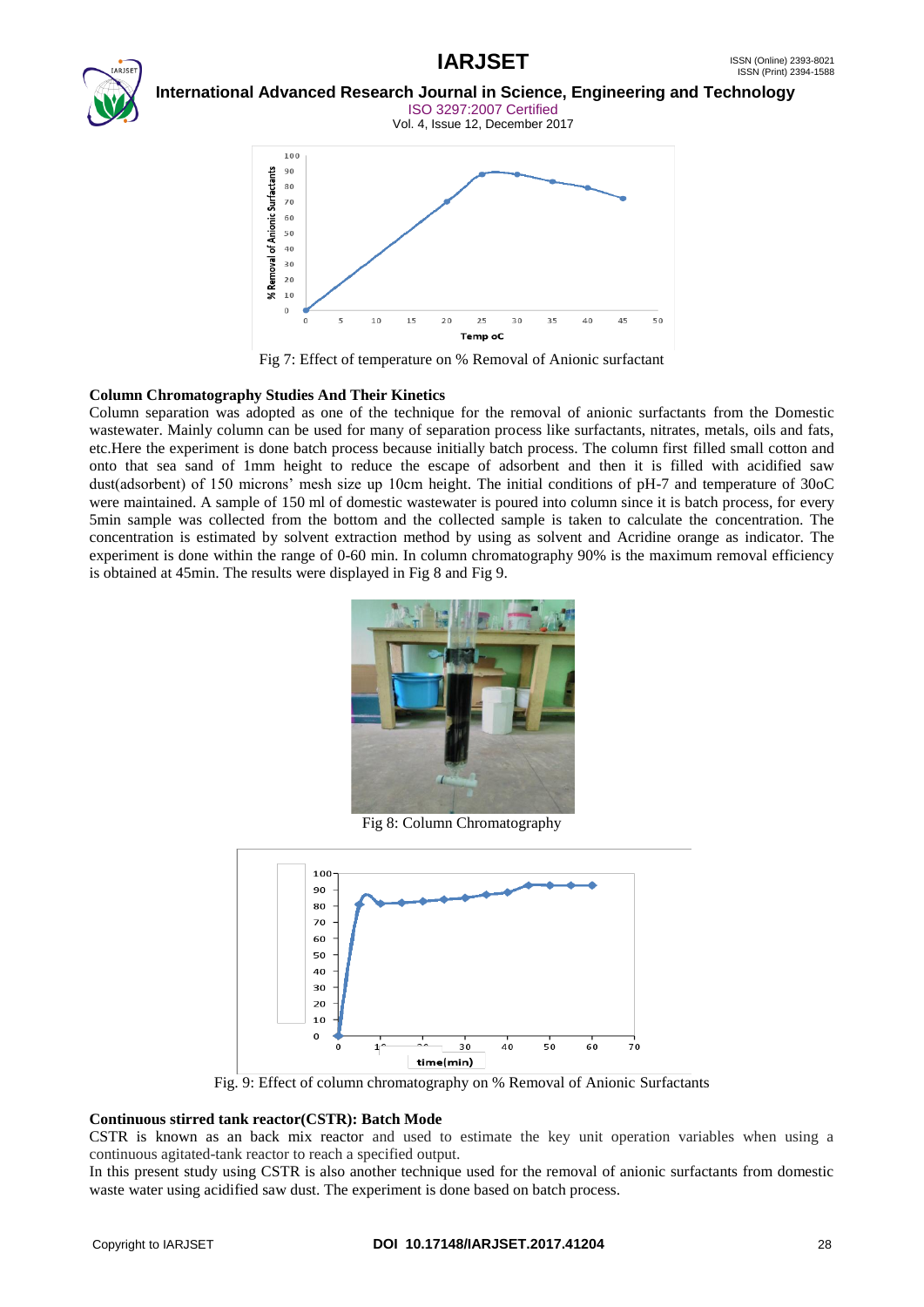Fig 7: Effect of temperature on % Removal of Anionic surfactant

### Column Chromatography Studies And Their Kinetics

Column separation was adopted as one of the technique for the removal of anionic surfactants from the Domestic wastewater. Mainly column can be used for many of separation process like surfactants, nitrates, metals, oils and fats, etc.Here the experiment is done batch process because initially batch process. The column first filled small cotton and onto that sea sand of 1mm height to reduce the escape of adsorbent and then it is filled with acidified saw dust(adsorbent) of 150 microns' mesh size up 10cm height. The initial conditions of pH-7 and temperature of 30oC were maintained. A sample of 150 ml of domestic wastewater is poured into column since it is batch process, for every 5min sample was collected from the bottom and the collected sample is taken to calculate the concentration. The concentration is estimated by solvent extraction method by using as solvent and Acridine orange as indicator. The experiment is done within the range of 0-60 min. In column chromatography 90% is the maximum removal efficiency is obtained at 45min. The results were displayed in Fig 8 and Fig 9.

Fig 8: Column Chromatography

Fig. 9: Effect of column chromatography on % Removal of Anionic Surfactants

### Continuous stirred tank reactor(CSTR): Batch Mode

CSTR is known as an back mix reactor and used to estimate the key unit operation variables when using a continuous agitated-tank reactor to reach a specified output.

In this present study using CSTR is also another technique used for the removal of anionic surfactants from domestic waste water using acidified saw dust. The experiment is done based on batch process.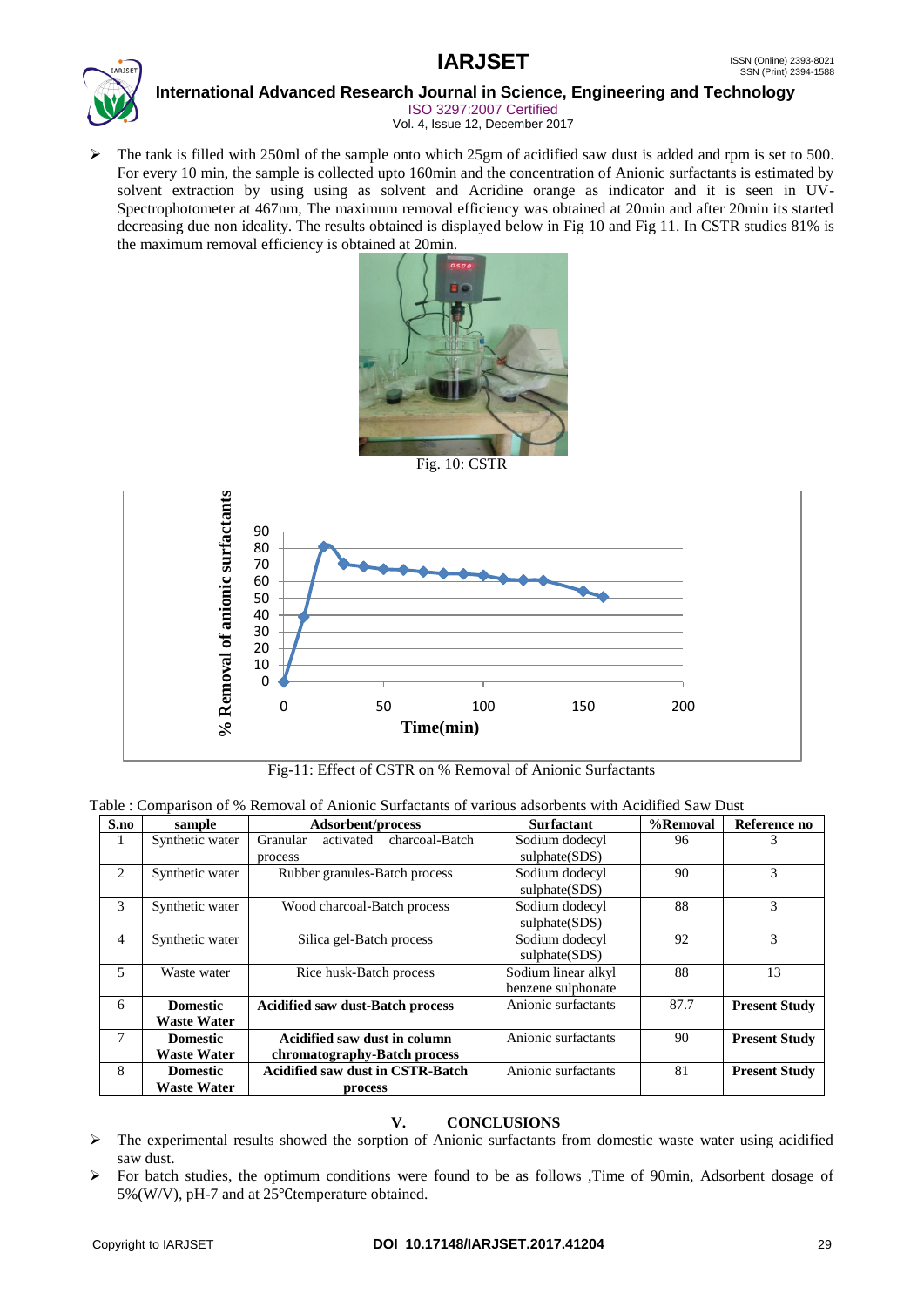- The tank is filled with 250ml of the sample onto which 25gm of acidified saw dust is added and rpm is set to 500. For every 10 min, the sample is collected upto 160min and the concentration of Anionic surfactants is estimated by solvent extraction by using using as solvent and Acridine orange as indicator and it is seen in UV-Spectrophotometer at 467nm, The maximum removal efficiency was obtained at 20min and after 20min its started decreasing due non ideality. The results obtained is displayed below in Fig 10 and Fig 11. In CSTR studies 81% is the maximum removal efficiency is obtained at 20min.

Fig. 10: CSTR

Fig-11: Effect of CSTR on % Removal of Anionic Surfactants

Table : Comparison of % Removal of Anionic Surfactants of various adsorbents with Acidified Saw Dust

| S.no | sample | Adsorbent/process | Surfactant | %Removal | Reference no |
|---|---|---|---|---|---|
| 1 | Synthetic water | Granular activated charcoal-Batch process | Sodium dodecyl sulphate(SDS) | 96 | 3 |
| 2 | Synthetic water | Rubber granules-Batch process | Sodium dodecyl sulphate(SDS) | 90 | 3 |
| 3 | Synthetic water | Wood charcoal-Batch process | Sodium dodecyl sulphate(SDS) | 88 | 3 |
| 4 | Synthetic water | Silica gel-Batch process | Sodium dodecyl sulphate(SDS) | 92 | 3 |
| 5 | Waste water | Rice husk-Batch process | Sodium linear alkyl benzene sulphonate | 88 | 13 |
| 6 | **Domestic Waste Water** | **Acidified saw dust-Batch process** | Anionic surfactants | 87.7 | **Present Study** |
| 7 | **Domestic Waste Water** | **Acidified saw dust in column chromatography-Batch process** | Anionic surfactants | 90 | **Present Study** |
| 8 | **Domestic Waste Water** | **Acidified saw dust in CSTR-Batch process** | Anionic surfactants | 81 | **Present Study** |

## V. CONCLUSIONS

- The experimental results showed the sorption of Anionic surfactants from domestic waste water using acidified saw dust.
- For batch studies, the optimum conditions were found to be as follows ,Time of 90min, Adsorbent dosage of 5%(W/V), pH-7 and at 25℃temperature obtained.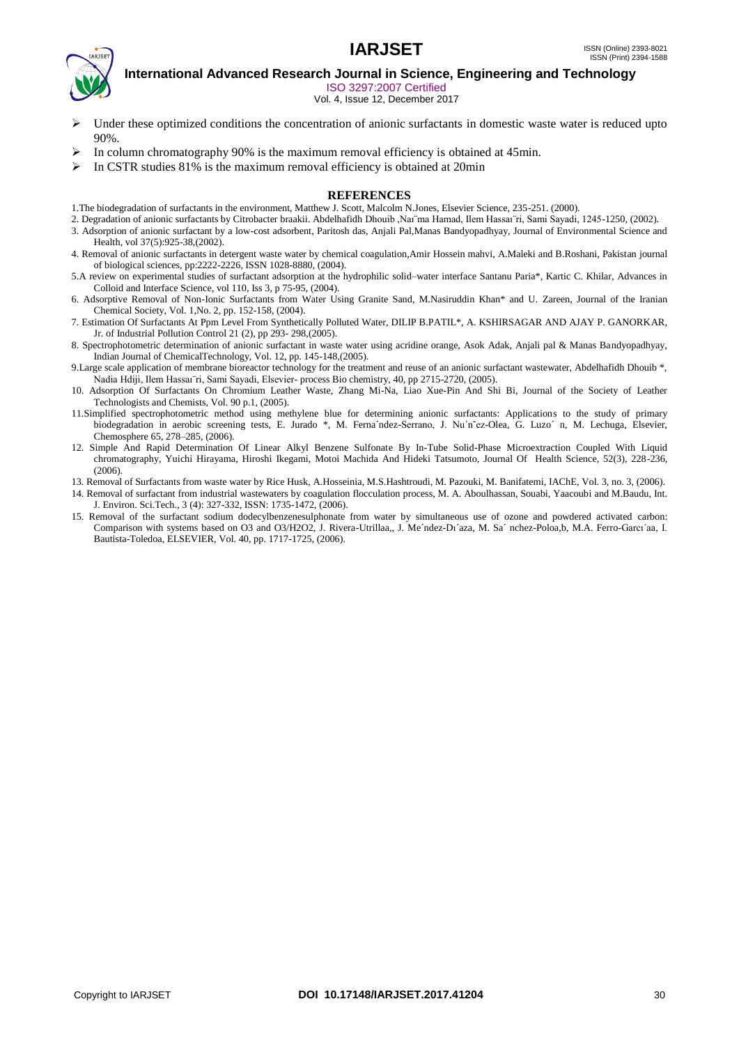- Under these optimized conditions the concentration of anionic surfactants in domestic waste water is reduced upto 90%.
- In column chromatography 90% is the maximum removal efficiency is obtained at 45min.
- In CSTR studies 81% is the maximum removal efficiency is obtained at 20min

## REFERENCES

1.The biodegradation of surfactants in the environment, Matthew J. Scott, Malcolm N.Jones, Elsevier Science, 235-251. (2000).

2. Degradation of anionic surfactants by Citrobacter braakii. Abdelhafidh Dhouib ,Naı¨ma Hamad, Ilem Hassaı¨ri, Sami Sayadi, 1245-1250, (2002).

3. Adsorption of anionic surfactant by a low-cost adsorbent, Paritosh das, Anjali Pal,Manas Bandyopadhyay, Journal of Environmental Science and Health, vol 37(5):925-38,(2002).

4. Removal of anionic surfactants in detergent waste water by chemical coagulation,Amir Hossein mahvi, A.Maleki and B.Roshani, Pakistan journal of biological sciences, pp:2222-2226, ISSN 1028-8880, (2004).

5.A review on experimental studies of surfactant adsorption at the hydrophilic solid–water interface Santanu Paria*, Kartic C. Khilar, Advances in Colloid and Interface Science, vol 110, Iss 3, p 75-95, (2004).

6. Adsorptive Removal of Non-Ionic Surfactants from Water Using Granite Sand, M.Nasiruddin Khan* and U. Zareen, Journal of the Iranian Chemical Society, Vol. 1,No. 2, pp. 152-158, (2004).

7. Estimation Of Surfactants At Ppm Level From Synthetically Polluted Water, DILIP B.PATIL*, A. KSHIRSAGAR AND AJAY P. GANORKAR, Jr. of Industrial Pollution Control 21 (2), pp 293- 298,(2005).

8. Spectrophotometric determination of anionic surfactant in waste water using acridine orange, Asok Adak, Anjali pal & Manas Bandyopadhyay, Indian Journal of ChemicalTechnology, Vol. 12, pp. 145-148,(2005).

9.Large scale application of membrane bioreactor technology for the treatment and reuse of an anionic surfactant wastewater, Abdelhafidh Dhouib *, Nadia Hdiji, Ilem Hassaı¨ri, Sami Sayadi, Elsevier- process Bio chemistry, 40, pp 2715-2720, (2005).

10. Adsorption Of Surfactants On Chromium Leather Waste, Zhang Mi-Na, Liao Xue-Pin And Shi Bi, Journal of the Society of Leather Technologists and Chemists, Vol. 90 p.1, (2005).

11.Simplified spectrophotometric method using methylene blue for determining anionic surfactants: Applications to the study of primary biodegradation in aerobic screening tests, E. Jurado *, M. Ferna´ndez-Serrano, J. Nu´n˜ez-Olea, G. Luzo´ n, M. Lechuga, Elsevier, Chemosphere 65, 278–285, (2006).

12. Simple And Rapid Determination Of Linear Alkyl Benzene Sulfonate By In-Tube Solid-Phase Microextraction Coupled With Liquid chromatography, Yuichi Hirayama, Hiroshi Ikegami, Motoi Machida And Hideki Tatsumoto, Journal Of Health Science, 52(3), 228-236, (2006).

13. Removal of Surfactants from waste water by Rice Husk, A.Hosseinia, M.S.Hashtroudi, M. Pazouki, M. Banifatemi, IAChE, Vol. 3, no. 3, (2006).

14. Removal of surfactant from industrial wastewaters by coagulation flocculation process, M. A. Aboulhassan, Souabi, Yaacoubi and M.Baudu, Int. J. Environ. Sci.Tech., 3 (4): 327-332, ISSN: 1735-1472, (2006).

15. Removal of the surfactant sodium dodecylbenzenesulphonate from water by simultaneous use of ozone and powdered activated carbon: Comparison with systems based on O3 and O3/H2O2, J. Rivera-Utrillaa,, J. Me´ndez-Dı´aza, M. Sa´ nchez-Poloa,b, M.A. Ferro-Garcı´aa, I. Bautista-Toledoa, ELSEVIER, Vol. 40, pp. 1717-1725, (2006).